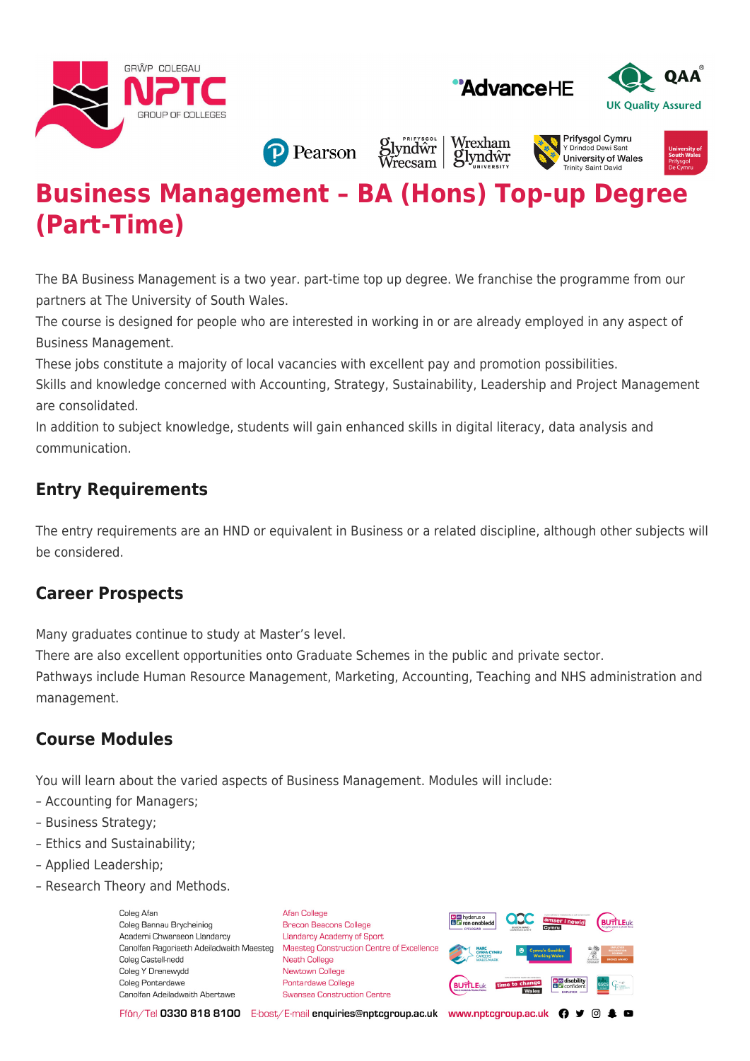# Business Management – BA (Hons) Top-up Degree (Part-Time)

The BA Business Management is a two year. part-time top up degree. We franchise the programme from our partners at The University of South Wales.
The course is designed for people who are interested in working in or are already employed in any aspect of Business Management.
These jobs constitute a majority of local vacancies with excellent pay and promotion possibilities.
Skills and knowledge concerned with Accounting, Strategy, Sustainability, Leadership and Project Management are consolidated.
In addition to subject knowledge, students will gain enhanced skills in digital literacy, data analysis and communication.

## Entry Requirements

The entry requirements are an HND or equivalent in Business or a related discipline, although other subjects will be considered.

## Career Prospects

Many graduates continue to study at Master's level.
There are also excellent opportunities onto Graduate Schemes in the public and private sector.
Pathways include Human Resource Management, Marketing, Accounting, Teaching and NHS administration and management.

## Course Modules

You will learn about the varied aspects of Business Management. Modules will include:
– Accounting for Managers;
– Business Strategy;
– Ethics and Sustainability;
– Applied Leadership;
– Research Theory and Methods.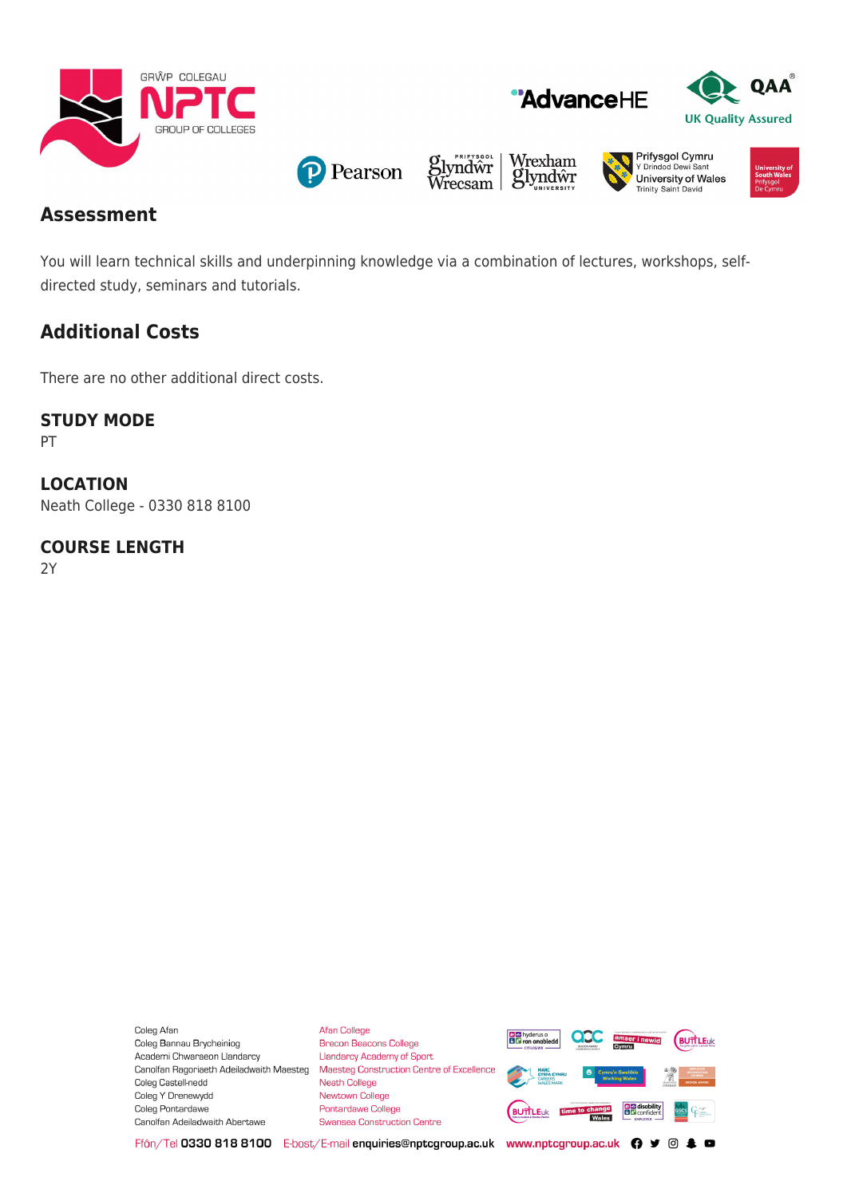## Assessment

You will learn technical skills and underpinning knowledge via a combination of lectures, workshops, self-directed study, seminars and tutorials.

## Additional Costs

There are no other additional direct costs.

**STUDY MODE**
PT

**LOCATION**
Neath College - 0330 818 8100

**COURSE LENGTH**
2Y